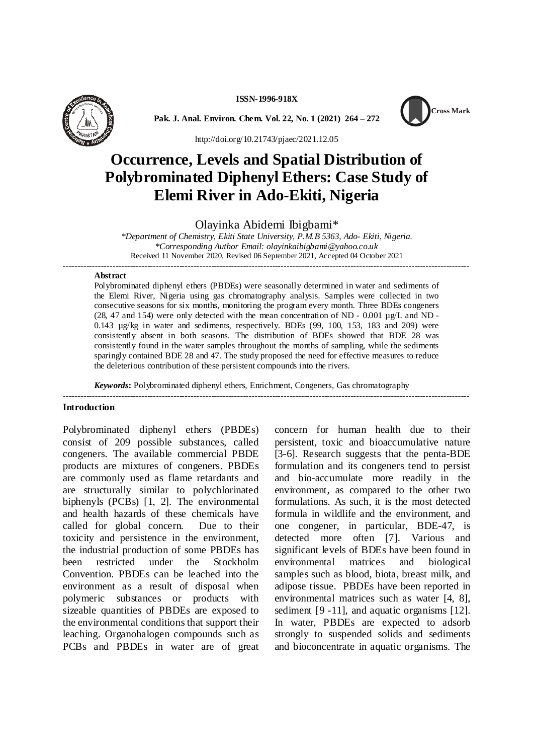# Occurrence, Levels and Spatial Distribution of Polybrominated Diphenyl Ethers: Case Study of Elemi River in Ado-Ekiti, Nigeria

Olayinka Abidemi Ibigbami*

*\*Department of Chemistry, Ekiti State University, P.M.B 5363, Ado- Ekiti, Nigeria.*
*\*Corresponding Author Email: olayinkaibigbami@yahoo.co.uk*
Received 11 November 2020, Revised 06 September 2021, Accepted 04 October 2021

---

**Abstract**

Polybrominated diphenyl ethers (PBDEs) were seasonally determined in water and sediments of the Elemi River, Nigeria using gas chromatography analysis. Samples were collected in two consecutive seasons for six months, monitoring the program every month. Three BDEs congeners (28, 47 and 154) were only detected with the mean concentration of ND - 0.001 µg/L and ND - 0.143 µg/kg in water and sediments, respectively. BDEs (99, 100, 153, 183 and 209) were consistently absent in both seasons. The distribution of BDEs showed that BDE 28 was consistently found in the water samples throughout the months of sampling, while the sediments sparingly contained BDE 28 and 47. The study proposed the need for effective measures to reduce the deleterious contribution of these persistent compounds into the rivers.

***Keywords*:** Polybrominated diphenyl ethers, Enrichment, Congeners, Gas chromatography

---

## Introduction

Polybrominated diphenyl ethers (PBDEs) consist of 209 possible substances, called congeners. The available commercial PBDE products are mixtures of congeners. PBDEs are commonly used as flame retardants and are structurally similar to polychlorinated biphenyls (PCBs) [1, 2]. The environmental and health hazards of these chemicals have called for global concern. Due to their toxicity and persistence in the environment, the industrial production of some PBDEs has been restricted under the Stockholm Convention. PBDEs can be leached into the environment as a result of disposal when polymeric substances or products with sizeable quantities of PBDEs are exposed to the environmental conditions that support their leaching. Organohalogen compounds such as PCBs and PBDEs in water are of great concern for human health due to their persistent, toxic and bioaccumulative nature [3-6]. Research suggests that the penta-BDE formulation and its congeners tend to persist and bio-accumulate more readily in the environment, as compared to the other two formulations. As such, it is the most detected formula in wildlife and the environment, and one congener, in particular, BDE-47, is detected more often [7]. Various and significant levels of BDEs have been found in environmental matrices and biological samples such as blood, biota, breast milk, and adipose tissue. PBDEs have been reported in environmental matrices such as water [4, 8], sediment [9 -11], and aquatic organisms [12]. In water, PBDEs are expected to adsorb strongly to suspended solids and sediments and bioconcentrate in aquatic organisms. The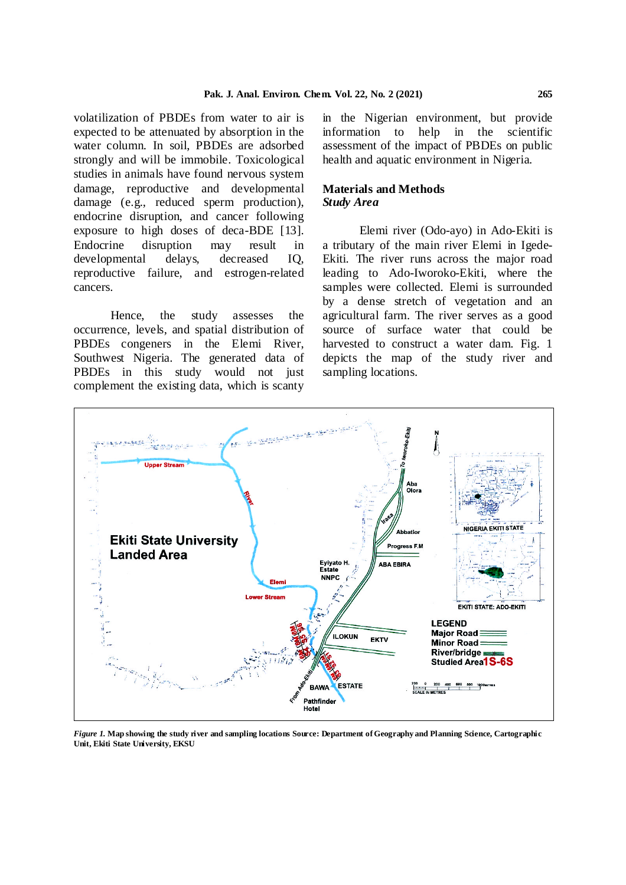volatilization of PBDEs from water to air is expected to be attenuated by absorption in the water column. In soil, PBDEs are adsorbed strongly and will be immobile. Toxicological studies in animals have found nervous system damage, reproductive and developmental damage (e.g., reduced sperm production), endocrine disruption, and cancer following exposure to high doses of deca-BDE [13]. Endocrine disruption may result in developmental delays, decreased IQ, reproductive failure, and estrogen-related cancers.

Hence, the study assesses the occurrence, levels, and spatial distribution of PBDEs congeners in the Elemi River, Southwest Nigeria. The generated data of PBDEs in this study would not just complement the existing data, which is scanty in the Nigerian environment, but provide information to help in the scientific assessment of the impact of PBDEs on public health and aquatic environment in Nigeria.

## Materials and Methods

### *Study Area*

Elemi river (Odo-ayo) in Ado-Ekiti is a tributary of the main river Elemi in Igede-Ekiti. The river runs across the major road leading to Ado-Iworoko-Ekiti, where the samples were collected. Elemi is surrounded by a dense stretch of vegetation and an agricultural farm. The river serves as a good source of surface water that could be harvested to construct a water dam. Fig. 1 depicts the map of the study river and sampling locations.

*Figure 1.* **Map showing the study river and sampling locations Source: Department of Geography and Planning Science, Cartographic Unit, Ekiti State University, EKSU**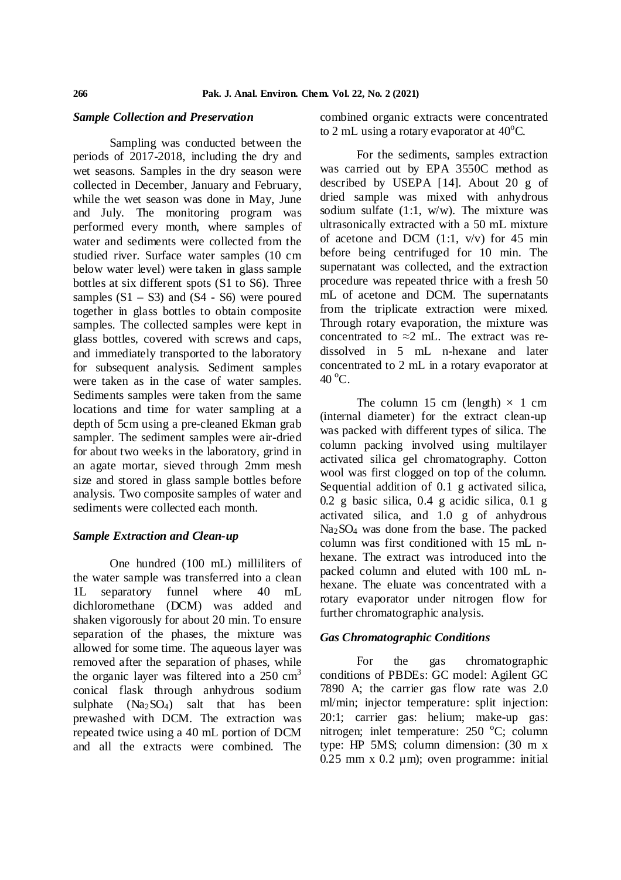### *Sample Collection and Preservation*

Sampling was conducted between the periods of 2017-2018, including the dry and wet seasons. Samples in the dry season were collected in December, January and February, while the wet season was done in May, June and July. The monitoring program was performed every month, where samples of water and sediments were collected from the studied river. Surface water samples (10 cm below water level) were taken in glass sample bottles at six different spots (S1 to S6). Three samples (S1 – S3) and (S4 - S6) were poured together in glass bottles to obtain composite samples. The collected samples were kept in glass bottles, covered with screws and caps, and immediately transported to the laboratory for subsequent analysis. Sediment samples were taken as in the case of water samples. Sediments samples were taken from the same locations and time for water sampling at a depth of 5cm using a pre-cleaned Ekman grab sampler. The sediment samples were air-dried for about two weeks in the laboratory, grind in an agate mortar, sieved through 2mm mesh size and stored in glass sample bottles before analysis. Two composite samples of water and sediments were collected each month.

### *Sample Extraction and Clean-up*

One hundred (100 mL) milliliters of the water sample was transferred into a clean 1L separatory funnel where 40 mL dichloromethane (DCM) was added and shaken vigorously for about 20 min. To ensure separation of the phases, the mixture was allowed for some time. The aqueous layer was removed after the separation of phases, while the organic layer was filtered into a 250 $cm^3$ conical flask through anhydrous sodium sulphate ($Na_2SO_4$) salt that has been prewashed with DCM. The extraction was repeated twice using a 40 mL portion of DCM and all the extracts were combined. The combined organic extracts were concentrated to 2 mL using a rotary evaporator at $40^oC$.

For the sediments, samples extraction was carried out by EPA 3550C method as described by USEPA [14]. About 20 g of dried sample was mixed with anhydrous sodium sulfate (1:1, w/w). The mixture was ultrasonically extracted with a 50 mL mixture of acetone and DCM (1:1, v/v) for 45 min before being centrifuged for 10 min. The supernatant was collected, and the extraction procedure was repeated thrice with a fresh 50 mL of acetone and DCM. The supernatants from the triplicate extraction were mixed. Through rotary evaporation, the mixture was concentrated to ≈2 mL. The extract was re-dissolved in 5 mL n-hexane and later concentrated to 2 mL in a rotary evaporator at 40 $^oC$.

The column 15 cm (length) × 1 cm (internal diameter) for the extract clean-up was packed with different types of silica. The column packing involved using multilayer activated silica gel chromatography. Cotton wool was first clogged on top of the column. Sequential addition of 0.1 g activated silica, 0.2 g basic silica, 0.4 g acidic silica, 0.1 g activated silica, and 1.0 g of anhydrous $Na_2SO_4$ was done from the base. The packed column was first conditioned with 15 mL n-hexane. The extract was introduced into the packed column and eluted with 100 mL n-hexane. The eluate was concentrated with a rotary evaporator under nitrogen flow for further chromatographic analysis.

### *Gas Chromatographic Conditions*

For the gas chromatographic conditions of PBDEs: GC model: Agilent GC 7890 A; the carrier gas flow rate was 2.0 ml/min; injector temperature: split injection: 20:1; carrier gas: helium; make-up gas: nitrogen; inlet temperature: 250 $^oC$; column type: HP 5MS; column dimension: (30 m x 0.25 mm x 0.2 µm); oven programme: initial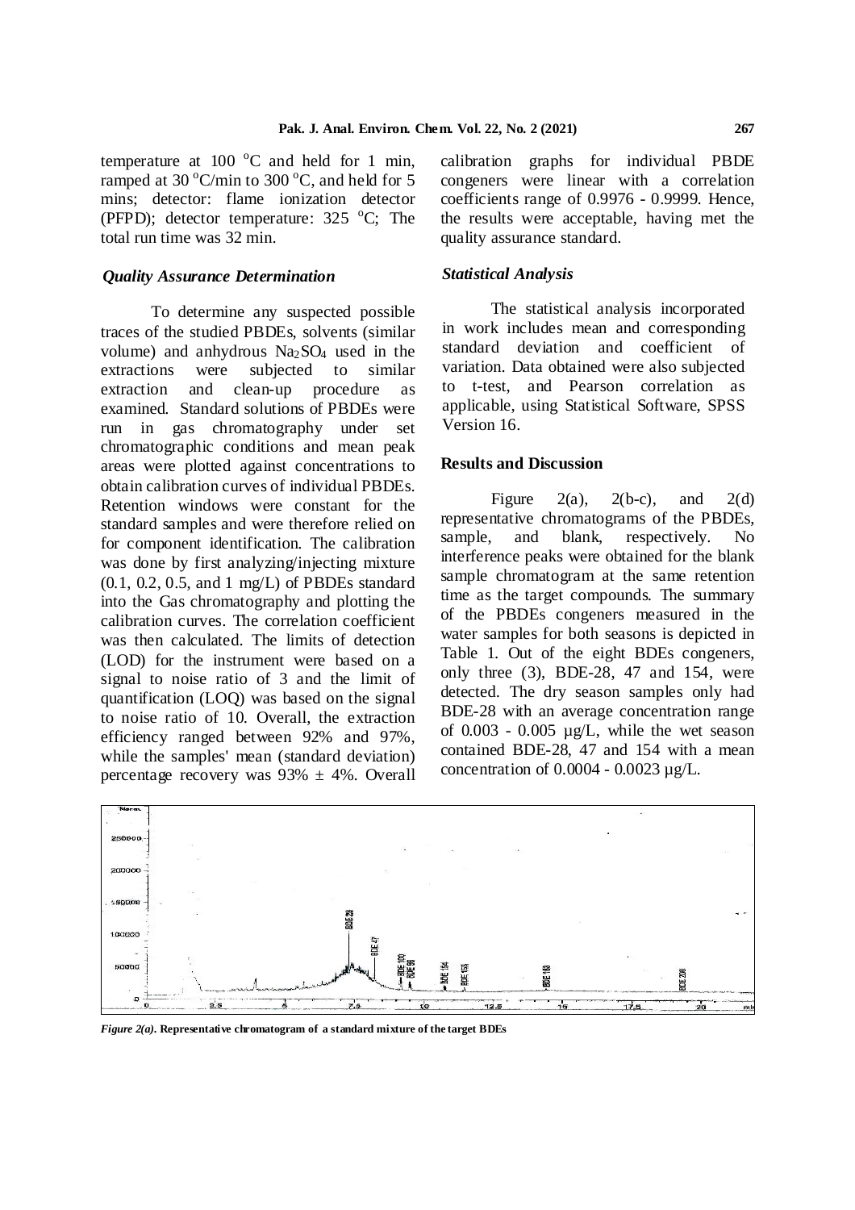temperature at 100 °C and held for 1 min, ramped at 30 °C/min to 300 °C, and held for 5 mins; detector: flame ionization detector (PFPD); detector temperature: 325 °C; The total run time was 32 min.

### *Quality Assurance Determination*

To determine any suspected possible traces of the studied PBDEs, solvents (similar volume) and anhydrous $Na_2SO_4$ used in the extractions were subjected to similar extraction and clean-up procedure as examined. Standard solutions of PBDEs were run in gas chromatography under set chromatographic conditions and mean peak areas were plotted against concentrations to obtain calibration curves of individual PBDEs. Retention windows were constant for the standard samples and were therefore relied on for component identification. The calibration was done by first analyzing/injecting mixture (0.1, 0.2, 0.5, and 1 mg/L) of PBDEs standard into the Gas chromatography and plotting the calibration curves. The correlation coefficient was then calculated. The limits of detection (LOD) for the instrument were based on a signal to noise ratio of 3 and the limit of quantification (LOQ) was based on the signal to noise ratio of 10. Overall, the extraction efficiency ranged between 92% and 97%, while the samples' mean (standard deviation) percentage recovery was 93% ± 4%. Overall calibration graphs for individual PBDE congeners were linear with a correlation coefficients range of 0.9976 - 0.9999. Hence, the results were acceptable, having met the quality assurance standard.

### *Statistical Analysis*

The statistical analysis incorporated in work includes mean and corresponding standard deviation and coefficient of variation. Data obtained were also subjected to t-test, and Pearson correlation as applicable, using Statistical Software, SPSS Version 16.

## Results and Discussion

Figure 2(a), 2(b-c), and 2(d) representative chromatograms of the PBDEs, sample, and blank, respectively. No interference peaks were obtained for the blank sample chromatogram at the same retention time as the target compounds. The summary of the PBDEs congeners measured in the water samples for both seasons is depicted in Table 1. Out of the eight BDEs congeners, only three (3), BDE-28, 47 and 154, were detected. The dry season samples only had BDE-28 with an average concentration range of 0.003 - 0.005 µg/L, while the wet season contained BDE-28, 47 and 154 with a mean concentration of 0.0004 - 0.0023 µg/L.

***Figure 2(a).*** **Representative chromatogram of a standard mixture of the target BDEs**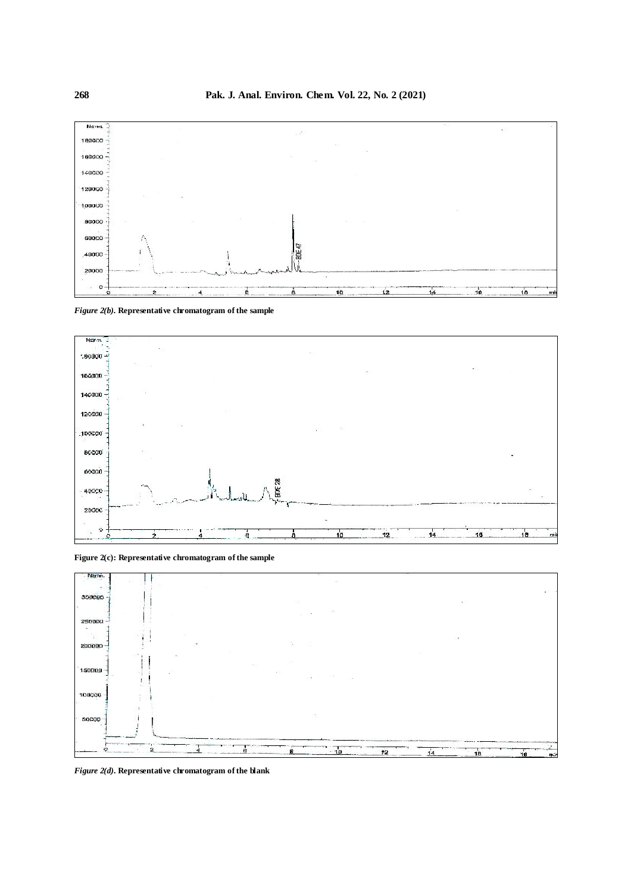*Figure 2(b)*. **Representative chromatogram of the sample**

**Figure 2(c): Representative chromatogram of the sample**

*Figure 2(d)*. **Representative chromatogram of the blank**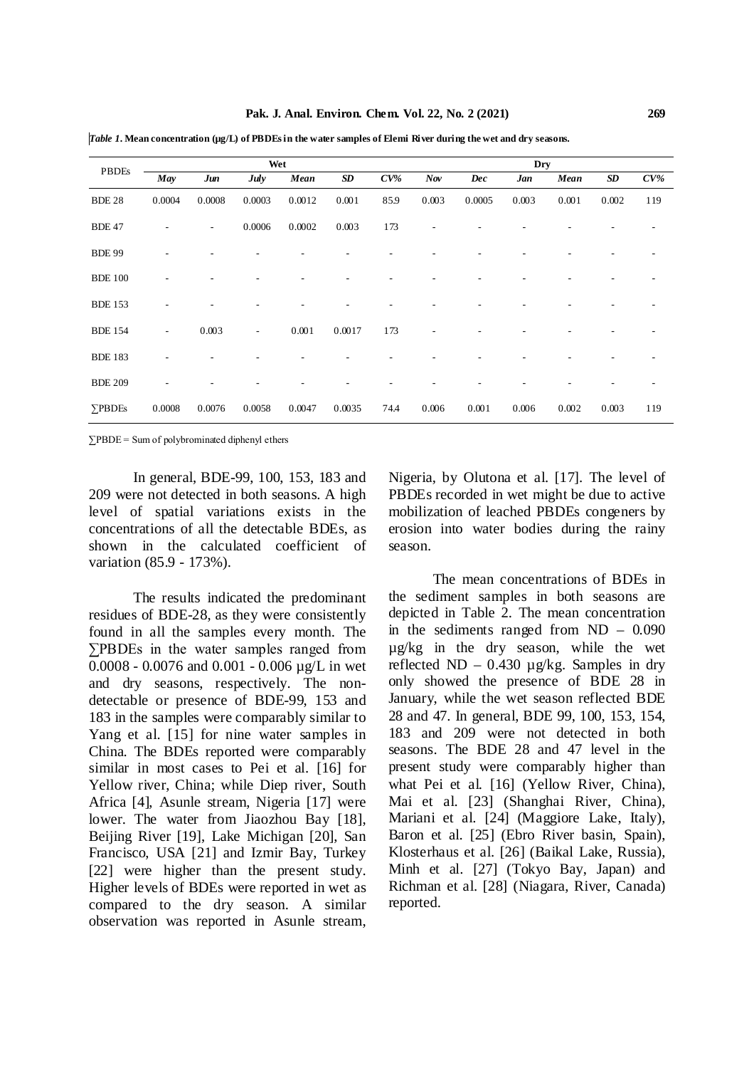*Table 1*. **Mean concentration (µg/L) of PBDEs in the water samples of Elemi River during the wet and dry seasons.**

| PBDEs | Wet | | | | | | Dry | | | | | |
|---|---|---|---|---|---|---|---|---|---|---|---|---|
| | *May* | *Jun* | *July* | *Mean* | *SD* | *CV%* | *Nov* | *Dec* | *Jan* | *Mean* | *SD* | *CV%* |
| BDE 28 | 0.0004 | 0.0008 | 0.0003 | 0.0012 | 0.001 | 85.9 | 0.003 | 0.0005 | 0.003 | 0.001 | 0.002 | 119 |
| BDE 47 | - | - | 0.0006 | 0.0002 | 0.003 | 173 | - | - | - | - | - | - |
| BDE 99 | - | - | - | - | - | - | - | - | - | - | - | - |
| BDE 100 | - | - | - | - | - | - | - | - | - | - | - | - |
| BDE 153 | - | - | - | - | - | - | - | - | - | - | - | - |
| BDE 154 | - | 0.003 | - | 0.001 | 0.0017 | 173 | - | - | - | - | - | - |
| BDE 183 | - | - | - | - | - | - | - | - | - | - | - | - |
| BDE 209 | - | - | - | - | - | - | - | - | - | - | - | - |
| ∑PBDEs | 0.0008 | 0.0076 | 0.0058 | 0.0047 | 0.0035 | 74.4 | 0.006 | 0.001 | 0.006 | 0.002 | 0.003 | 119 |

∑PBDE = Sum of polybrominated diphenyl ethers

In general, BDE-99, 100, 153, 183 and 209 were not detected in both seasons. A high level of spatial variations exists in the concentrations of all the detectable BDEs, as shown in the calculated coefficient of variation (85.9 - 173%).

The results indicated the predominant residues of BDE-28, as they were consistently found in all the samples every month. The ∑PBDEs in the water samples ranged from 0.0008 - 0.0076 and 0.001 - 0.006 µg/L in wet and dry seasons, respectively. The non-detectable or presence of BDE-99, 153 and 183 in the samples were comparably similar to Yang et al. [15] for nine water samples in China. The BDEs reported were comparably similar in most cases to Pei et al. [16] for Yellow river, China; while Diep river, South Africa [4], Asunle stream, Nigeria [17] were lower. The water from Jiaozhou Bay [18], Beijing River [19], Lake Michigan [20], San Francisco, USA [21] and Izmir Bay, Turkey [22] were higher than the present study. Higher levels of BDEs were reported in wet as compared to the dry season. A similar observation was reported in Asunle stream, Nigeria, by Olutona et al. [17]. The level of PBDEs recorded in wet might be due to active mobilization of leached PBDEs congeners by erosion into water bodies during the rainy season.

The mean concentrations of BDEs in the sediment samples in both seasons are depicted in Table 2. The mean concentration in the sediments ranged from ND – 0.090 µg/kg in the dry season, while the wet reflected ND – 0.430 µg/kg. Samples in dry only showed the presence of BDE 28 in January, while the wet season reflected BDE 28 and 47. In general, BDE 99, 100, 153, 154, 183 and 209 were not detected in both seasons. The BDE 28 and 47 level in the present study were comparably higher than what Pei et al. [16] (Yellow River, China), Mai et al. [23] (Shanghai River, China), Mariani et al. [24] (Maggiore Lake, Italy), Baron et al. [25] (Ebro River basin, Spain), Klosterhaus et al. [26] (Baikal Lake, Russia), Minh et al. [27] (Tokyo Bay, Japan) and Richman et al. [28] (Niagara, River, Canada) reported.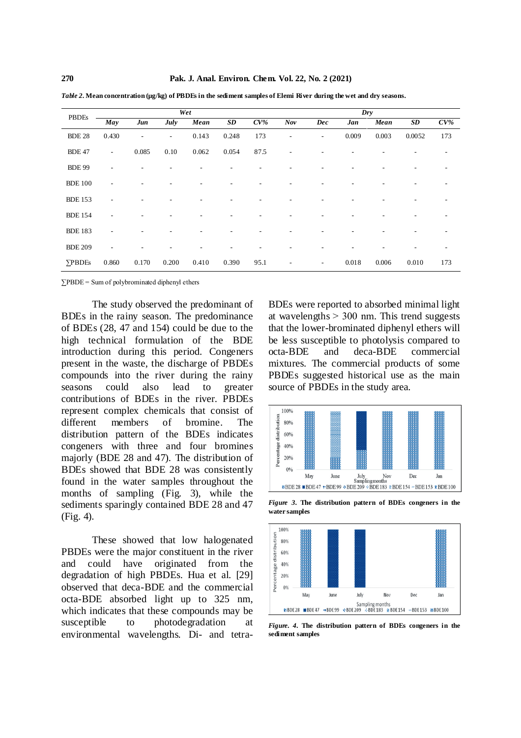*Table 2.* **Mean concentration (µg/kg) of PBDEs in the sediment samples of Elemi River during the wet and dry seasons.**

| PBDEs | Wet | | | | | | Dry | | | | | |
|---|---|---|---|---|---|---|---|---|---|---|---|---|
| | *May* | *Jun* | *July* | *Mean* | *SD* | *CV%* | *Nov* | *Dec* | *Jan* | *Mean* | *SD* | *CV%* |
| BDE 28 | 0.430 | - | - | 0.143 | 0.248 | 173 | - | - | 0.009 | 0.003 | 0.0052 | 173 |
| BDE 47 | - | 0.085 | 0.10 | 0.062 | 0.054 | 87.5 | - | - | - | - | - | - |
| BDE 99 | - | - | - | - | - | - | - | - | - | - | - | - |
| BDE 100 | - | - | - | - | - | - | - | - | - | - | - | - |
| BDE 153 | - | - | - | - | - | - | - | - | - | - | - | - |
| BDE 154 | - | - | - | - | - | - | - | - | - | - | - | - |
| BDE 183 | - | - | - | - | - | - | - | - | - | - | - | - |
| BDE 209 | - | - | - | - | - | - | - | - | - | - | - | - |
| ∑PBDEs | 0.860 | 0.170 | 0.200 | 0.410 | 0.390 | 95.1 | - | - | 0.018 | 0.006 | 0.010 | 173 |

∑PBDE = Sum of polybrominated diphenyl ethers

The study observed the predominant of BDEs in the rainy season. The predominance of BDEs (28, 47 and 154) could be due to the high technical formulation of the BDE introduction during this period. Congeners present in the waste, the discharge of PBDEs compounds into the river during the rainy seasons could also lead to greater contributions of BDEs in the river. PBDEs represent complex chemicals that consist of different members of bromine. The distribution pattern of the BDEs indicates congeners with three and four bromines majorly (BDE 28 and 47). The distribution of BDEs showed that BDE 28 was consistently found in the water samples throughout the months of sampling (Fig. 3), while the sediments sparingly contained BDE 28 and 47 (Fig. 4).

These showed that low halogenated PBDEs were the major constituent in the river and could have originated from the degradation of high PBDEs. Hua et al. [29] observed that deca-BDE and the commercial octa-BDE absorbed light up to 325 nm, which indicates that these compounds may be susceptible to photodegradation at environmental wavelengths. Di- and tetra-BDEs were reported to absorbed minimal light at wavelengths > 300 nm. This trend suggests that the lower-brominated diphenyl ethers will be less susceptible to photolysis compared to octa-BDE and deca-BDE commercial mixtures. The commercial products of some PBDEs suggested historical use as the main source of PBDEs in the study area.

***Figure 3.*** **The distribution pattern of BDEs congeners in the water samples**

***Figure. 4.*** **The distribution pattern of BDEs congeners in the sediment samples**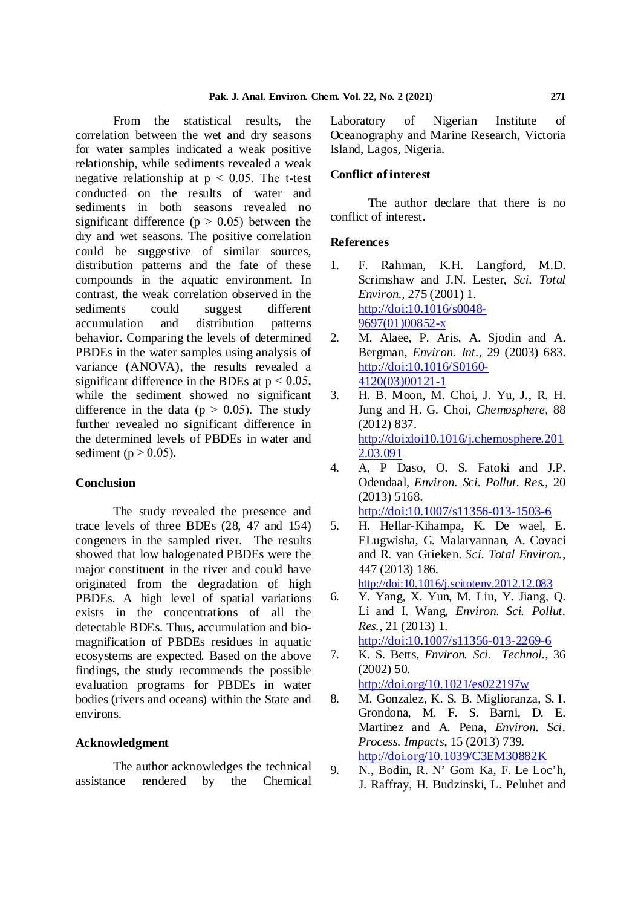From the statistical results, the correlation between the wet and dry seasons for water samples indicated a weak positive relationship, while sediments revealed a weak negative relationship at $p < 0.05$. The t-test conducted on the results of water and sediments in both seasons revealed no significant difference ($p > 0.05$) between the dry and wet seasons. The positive correlation could be suggestive of similar sources, distribution patterns and the fate of these compounds in the aquatic environment. In contrast, the weak correlation observed in the sediments could suggest different accumulation and distribution patterns behavior. Comparing the levels of determined PBDEs in the water samples using analysis of variance (ANOVA), the results revealed a significant difference in the BDEs at $p < 0.05$, while the sediment showed no significant difference in the data ($p > 0.05$). The study further revealed no significant difference in the determined levels of PBDEs in water and sediment ($p > 0.05$).

## Conclusion

The study revealed the presence and trace levels of three BDEs (28, 47 and 154) congeners in the sampled river. The results showed that low halogenated PBDEs were the major constituent in the river and could have originated from the degradation of high PBDEs. A high level of spatial variations exists in the concentrations of all the detectable BDEs. Thus, accumulation and bio-magnification of PBDEs residues in aquatic ecosystems are expected. Based on the above findings, the study recommends the possible evaluation programs for PBDEs in water bodies (rivers and oceans) within the State and environs.

## Acknowledgment

The author acknowledges the technical assistance rendered by the Chemical Laboratory of Nigerian Institute of Oceanography and Marine Research, Victoria Island, Lagos, Nigeria.

## Conflict of interest

The author declare that there is no conflict of interest.

## References

1. F. Rahman, K.H. Langford, M.D. Scrimshaw and J.N. Lester, *Sci. Total Environ.*, 275 (2001) 1. http://doi:10.1016/s0048-9697(01)00852-x
2. M. Alaee, P. Aris, A. Sjodin and A. Bergman, *Environ. Int.*, 29 (2003) 683. http://doi:10.1016/S0160-4120(03)00121-1
3. H. B. Moon, M. Choi, J. Yu, J., R. H. Jung and H. G. Choi, *Chemosphere*, 88 (2012) 837. http://doi:doi10.1016/j.chemosphere.2012.03.091
4. A, P Daso, O. S. Fatoki and J.P. Odendaal, *Environ. Sci. Pollut. Res.*, 20 (2013) 5168. http://doi:10.1007/s11356-013-1503-6
5. H. Hellar-Kihampa, K. De wael, E. ELugwisha, G. Malarvannan, A. Covaci and R. van Grieken. *Sci. Total Environ.*, 447 (2013) 186. http://doi:10.1016/j.scitotenv.2012.12.083
6. Y. Yang, X. Yun, M. Liu, Y. Jiang, Q. Li and I. Wang, *Environ. Sci. Pollut. Res.*, 21 (2013) 1. http://doi:10.1007/s11356-013-2269-6
7. K. S. Betts, *Environ. Sci. Technol.*, 36 (2002) 50. http://doi.org/10.1021/es022197w
8. M. Gonzalez, K. S. B. Miglioranza, S. I. Grondona, M. F. S. Barni, D. E. Martinez and A. Pena, *Environ. Sci. Process. Impacts*, 15 (2013) 739. http://doi.org/10.1039/C3EM30882K
9. N., Bodin, R. N' Gom Ka, F. Le Loc'h, J. Raffray, H. Budzinski, L. Peluhet and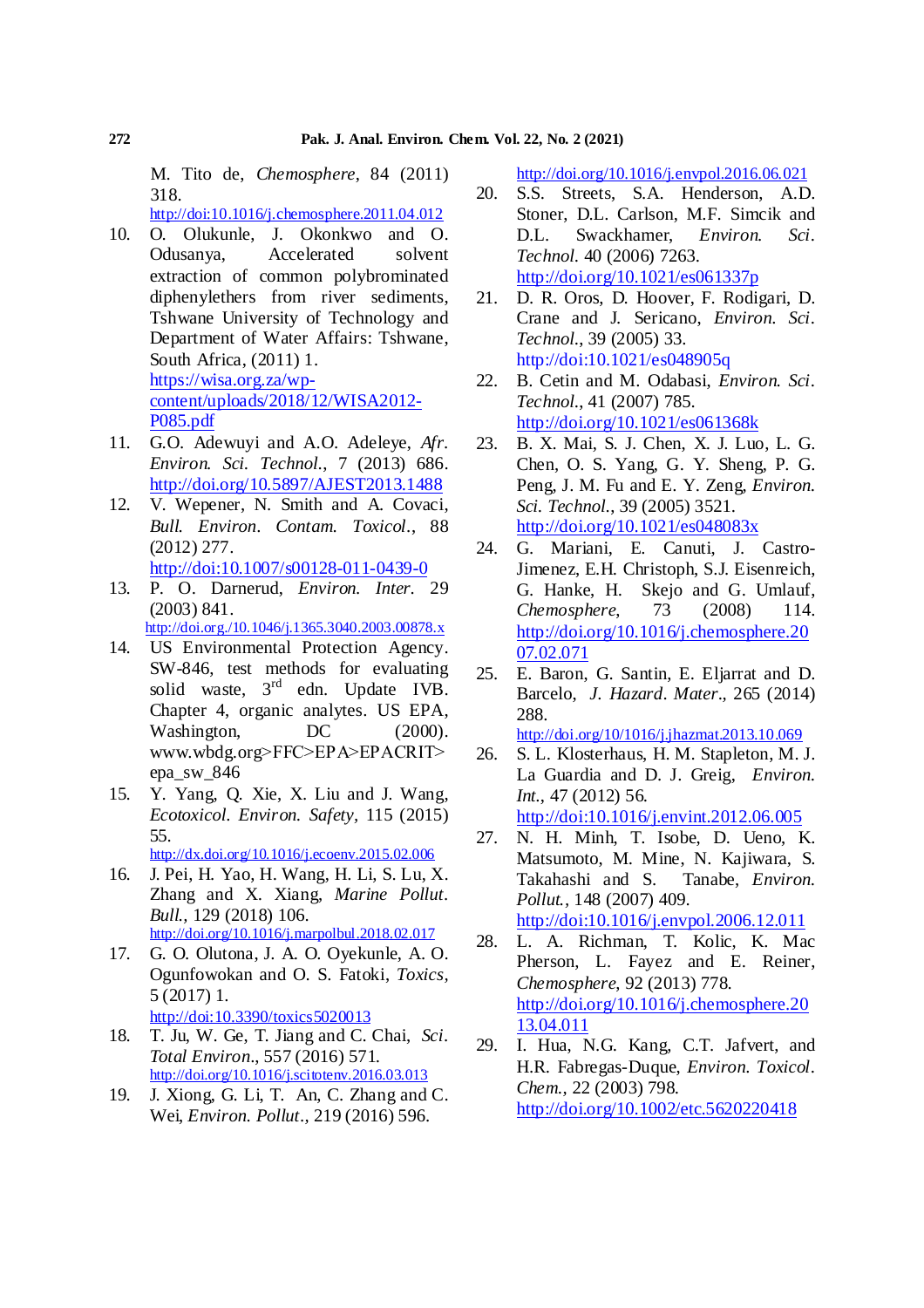M. Tito de, *Chemosphere*, 84 (2011) 318. http://doi:10.1016/j.chemosphere.2011.04.012

10. O. Olukunle, J. Okonkwo and O. Odusanya, Accelerated solvent extraction of common polybrominated diphenylethers from river sediments, Tshwane University of Technology and Department of Water Affairs: Tshwane, South Africa, (2011) 1. https://wisa.org.za/wp-content/uploads/2018/12/WISA2012-P085.pdf
11. G.O. Adewuyi and A.O. Adeleye, *Afr. Environ. Sci. Technol.*, 7 (2013) 686. http://doi.org/10.5897/AJEST2013.1488
12. V. Wepener, N. Smith and A. Covaci, *Bull. Environ. Contam. Toxicol.*, 88 (2012) 277. http://doi:10.1007/s00128-011-0439-0
13. P. O. Darnerud, *Environ. Inter.* 29 (2003) 841. http://doi.org./10.1046/j.1365.3040.2003.00878.x
14. US Environmental Protection Agency. SW-846, test methods for evaluating solid waste, 3rd edn. Update IVB. Chapter 4, organic analytes. US EPA, Washington, DC (2000). www.wbdg.org>FFC>EPA>EPACRIT>epa_sw_846
15. Y. Yang, Q. Xie, X. Liu and J. Wang, *Ecotoxicol. Environ. Safety*, 115 (2015) 55. http://dx.doi.org/10.1016/j.ecoenv.2015.02.006
16. J. Pei, H. Yao, H. Wang, H. Li, S. Lu, X. Zhang and X. Xiang, *Marine Pollut. Bull.*, 129 (2018) 106. http://doi.org/10.1016/j.marpolbul.2018.02.017
17. G. O. Olutona, J. A. O. Oyekunle, A. O. Ogunfowokan and O. S. Fatoki, *Toxics*, 5 (2017) 1. http://doi:10.3390/toxics5020013
18. T. Ju, W. Ge, T. Jiang and C. Chai, *Sci. Total Environ.*, 557 (2016) 571. http://doi.org/10.1016/j.scitotenv.2016.03.013
19. J. Xiong, G. Li, T. An, C. Zhang and C. Wei, *Environ. Pollut.*, 219 (2016) 596. http://doi.org/10.1016/j.envpol.2016.06.021
20. S.S. Streets, S.A. Henderson, A.D. Stoner, D.L. Carlson, M.F. Simcik and D.L. Swackhamer, *Environ. Sci. Technol.* 40 (2006) 7263. http://doi.org/10.1021/es061337p
21. D. R. Oros, D. Hoover, F. Rodigari, D. Crane and J. Sericano, *Environ. Sci. Technol.*, 39 (2005) 33. http://doi:10.1021/es048905q
22. B. Cetin and M. Odabasi, *Environ. Sci. Technol.*, 41 (2007) 785. http://doi.org/10.1021/es061368k
23. B. X. Mai, S. J. Chen, X. J. Luo, L. G. Chen, O. S. Yang, G. Y. Sheng, P. G. Peng, J. M. Fu and E. Y. Zeng, *Environ. Sci. Technol.*, 39 (2005) 3521. http://doi.org/10.1021/es048083x
24. G. Mariani, E. Canuti, J. Castro-Jimenez, E.H. Christoph, S.J. Eisenreich, G. Hanke, H. Skejo and G. Umlauf, *Chemosphere*, 73 (2008) 114. http://doi.org/10.1016/j.chemosphere.2007.02.071
25. E. Baron, G. Santin, E. Eljarrat and D. Barcelo, *J. Hazard. Mater.*, 265 (2014) 288. http://doi.org/10/1016/j.jhazmat.2013.10.069
26. S. L. Klosterhaus, H. M. Stapleton, M. J. La Guardia and D. J. Greig, *Environ. Int.*, 47 (2012) 56. http://doi:10.1016/j.envint.2012.06.005
27. N. H. Minh, T. Isobe, D. Ueno, K. Matsumoto, M. Mine, N. Kajiwara, S. Takahashi and S. Tanabe, *Environ. Pollut.*, 148 (2007) 409. http://doi:10.1016/j.envpol.2006.12.011
28. L. A. Richman, T. Kolic, K. Mac Pherson, L. Fayez and E. Reiner, *Chemosphere*, 92 (2013) 778. http://doi.org/10.1016/j.chemosphere.2013.04.011
29. I. Hua, N.G. Kang, C.T. Jafvert, and H.R. Fabregas-Duque, *Environ. Toxicol. Chem.*, 22 (2003) 798. http://doi.org/10.1002/etc.5620220418